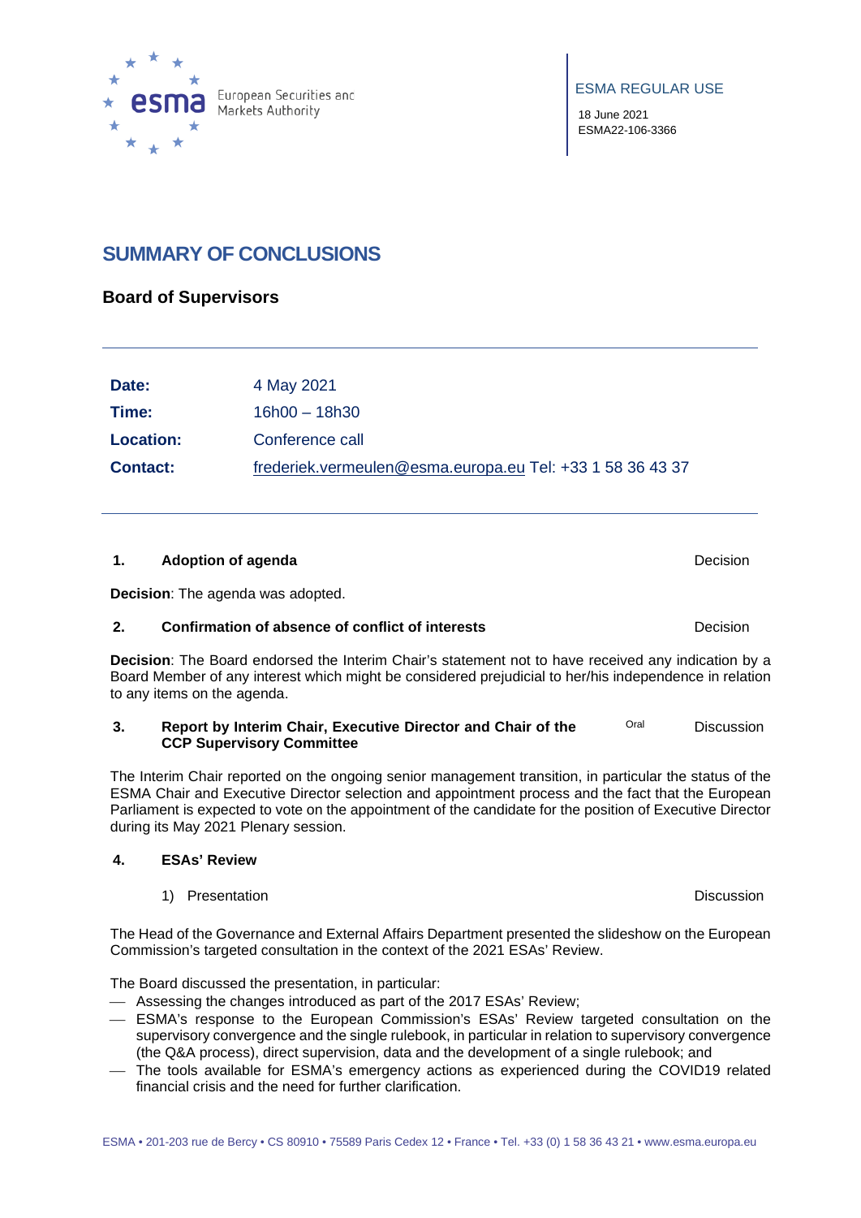ESMA REGULAR USE

18 June 2021
ESMA22-106-3366

# SUMMARY OF CONCLUSIONS

## Board of Supervisors

| | |
|---|---|
| **Date:** | 4 May 2021 |
| **Time:** | 16h00 – 18h30 |
| **Location:** | Conference call |
| **Contact:** | frederiek.vermeulen@esma.europa.eu Tel: +33 1 58 36 43 37 |

### 1. Adoption of agenda — Decision

**Decision**: The agenda was adopted.

### 2. Confirmation of absence of conflict of interests — Decision

**Decision**: The Board endorsed the Interim Chair's statement not to have received any indication by a Board Member of any interest which might be considered prejudicial to her/his independence in relation to any items on the agenda.

### 3. Report by Interim Chair, Executive Director and Chair of the CCP Supervisory Committee — Oral — Discussion

The Interim Chair reported on the ongoing senior management transition, in particular the status of the ESMA Chair and Executive Director selection and appointment process and the fact that the European Parliament is expected to vote on the appointment of the candidate for the position of Executive Director during its May 2021 Plenary session.

### 4. ESAs' Review

1) Presentation — Discussion

The Head of the Governance and External Affairs Department presented the slideshow on the European Commission's targeted consultation in the context of the 2021 ESAs' Review.

The Board discussed the presentation, in particular:

- Assessing the changes introduced as part of the 2017 ESAs' Review;
- ESMA's response to the European Commission's ESAs' Review targeted consultation on the supervisory convergence and the single rulebook, in particular in relation to supervisory convergence (the Q&A process), direct supervision, data and the development of a single rulebook; and
- The tools available for ESMA's emergency actions as experienced during the COVID19 related financial crisis and the need for further clarification.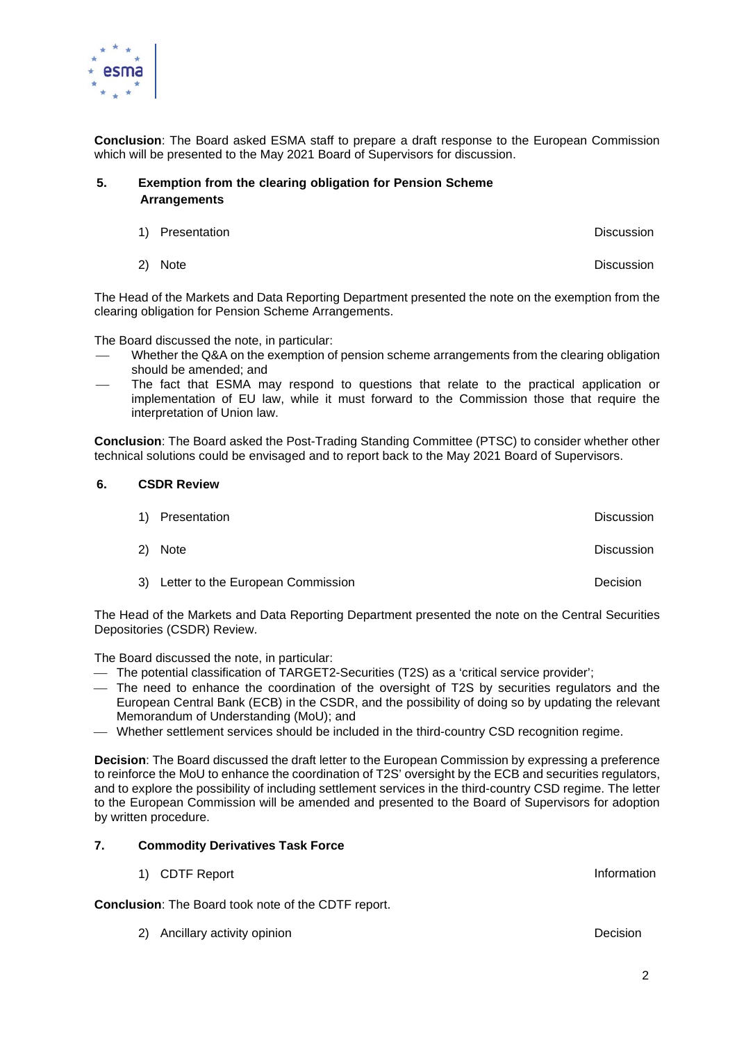**Conclusion**: The Board asked ESMA staff to prepare a draft response to the European Commission which will be presented to the May 2021 Board of Supervisors for discussion.

## 5. Exemption from the clearing obligation for Pension Scheme Arrangements

| | |
|---|---|
| 1) Presentation | Discussion |
| 2) Note | Discussion |

The Head of the Markets and Data Reporting Department presented the note on the exemption from the clearing obligation for Pension Scheme Arrangements.

The Board discussed the note, in particular:

- Whether the Q&A on the exemption of pension scheme arrangements from the clearing obligation should be amended; and
- The fact that ESMA may respond to questions that relate to the practical application or implementation of EU law, while it must forward to the Commission those that require the interpretation of Union law.

**Conclusion**: The Board asked the Post-Trading Standing Committee (PTSC) to consider whether other technical solutions could be envisaged and to report back to the May 2021 Board of Supervisors.

## 6. CSDR Review

| | |
|---|---|
| 1) Presentation | Discussion |
| 2) Note | Discussion |
| 3) Letter to the European Commission | Decision |

The Head of the Markets and Data Reporting Department presented the note on the Central Securities Depositories (CSDR) Review.

The Board discussed the note, in particular:

- The potential classification of TARGET2-Securities (T2S) as a 'critical service provider';
- The need to enhance the coordination of the oversight of T2S by securities regulators and the European Central Bank (ECB) in the CSDR, and the possibility of doing so by updating the relevant Memorandum of Understanding (MoU); and
- Whether settlement services should be included in the third-country CSD recognition regime.

**Decision**: The Board discussed the draft letter to the European Commission by expressing a preference to reinforce the MoU to enhance the coordination of T2S' oversight by the ECB and securities regulators, and to explore the possibility of including settlement services in the third-country CSD regime. The letter to the European Commission will be amended and presented to the Board of Supervisors for adoption by written procedure.

## 7. Commodity Derivatives Task Force

| | |
|---|---|
| 1) CDTF Report | Information |

**Conclusion**: The Board took note of the CDTF report.

| | |
|---|---|
| 2) Ancillary activity opinion | Decision |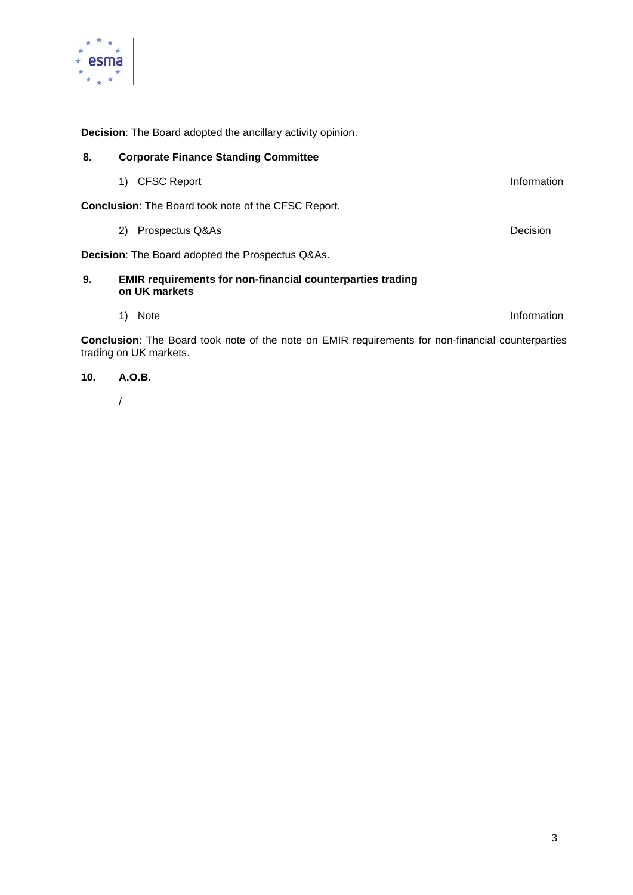**Decision**: The Board adopted the ancillary activity opinion.

## 8. Corporate Finance Standing Committee

1) CFSC Report — Information

**Conclusion**: The Board took note of the CFSC Report.

2) Prospectus Q&As — Decision

**Decision**: The Board adopted the Prospectus Q&As.

## 9. EMIR requirements for non-financial counterparties trading on UK markets

1) Note — Information

**Conclusion**: The Board took note of the note on EMIR requirements for non-financial counterparties trading on UK markets.

## 10. A.O.B.

/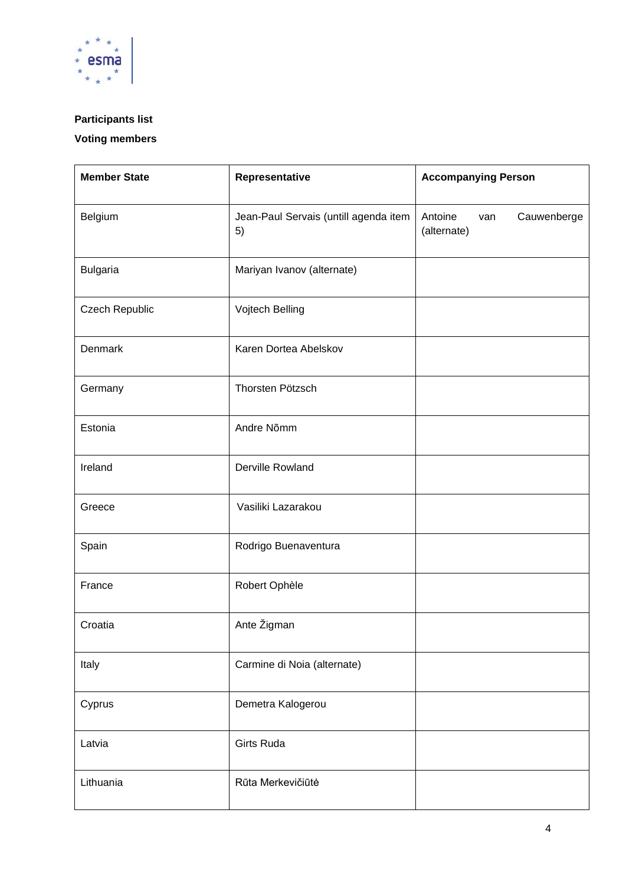**Participants list**

**Voting members**

| Member State | Representative | Accompanying Person |
| --- | --- | --- |
| Belgium | Jean-Paul Servais (untill agenda item 5) | Antoine van Cauwenberge (alternate) |
| Bulgaria | Mariyan Ivanov (alternate) | |
| Czech Republic | Vojtech Belling | |
| Denmark | Karen Dortea Abelskov | |
| Germany | Thorsten Pötzsch | |
| Estonia | Andre Nõmm | |
| Ireland | Derville Rowland | |
| Greece | Vasiliki Lazarakou | |
| Spain | Rodrigo Buenaventura | |
| France | Robert Ophèle | |
| Croatia | Ante Žigman | |
| Italy | Carmine di Noia (alternate) | |
| Cyprus | Demetra Kalogerou | |
| Latvia | Girts Ruda | |
| Lithuania | Rūta Merkevičiūtė | |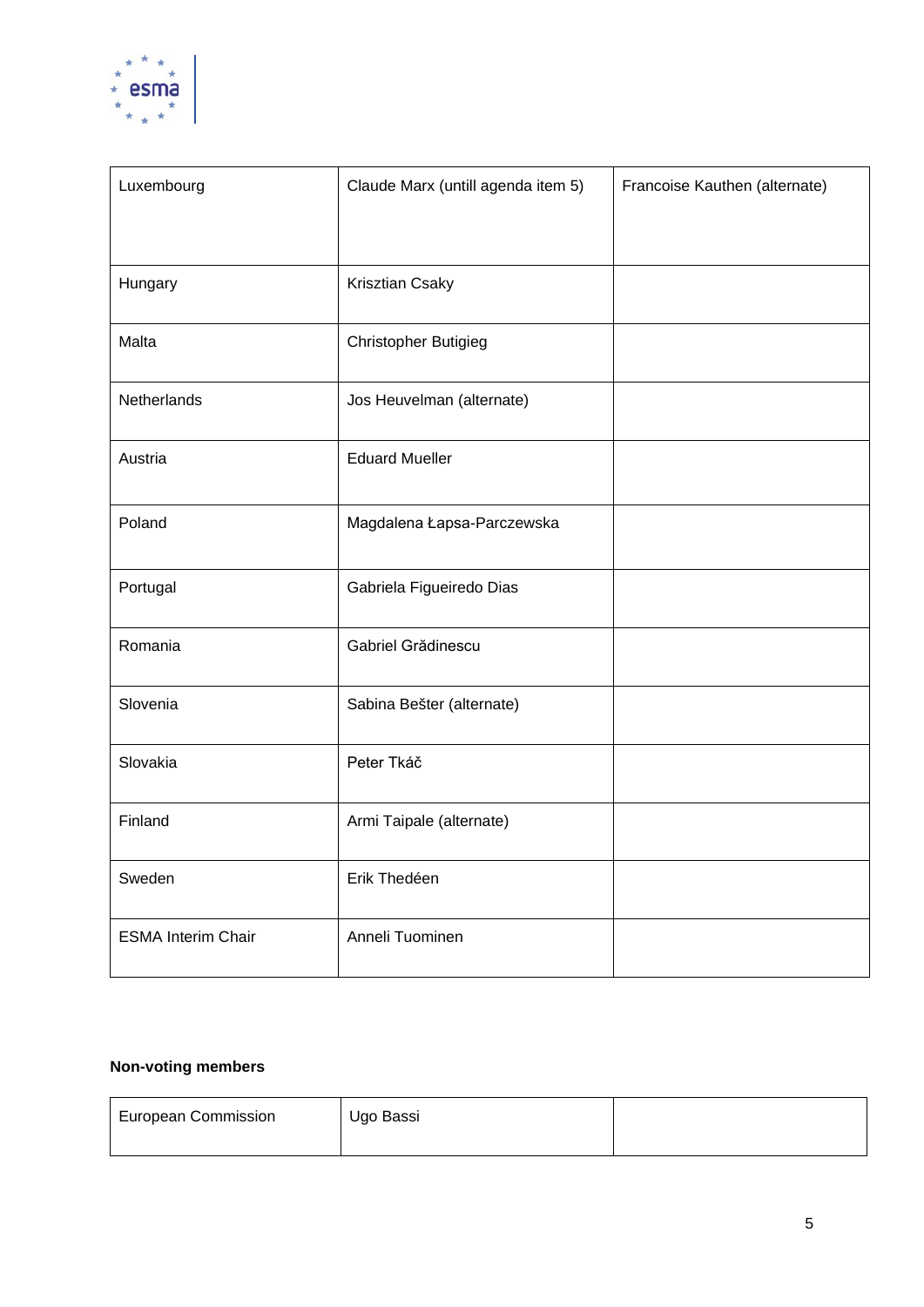| | | |
|---|---|---|
| Luxembourg | Claude Marx (untill agenda item 5) | Francoise Kauthen (alternate) |
| Hungary | Krisztian Csaky | |
| Malta | Christopher Butigieg | |
| Netherlands | Jos Heuvelman (alternate) | |
| Austria | Eduard Mueller | |
| Poland | Magdalena Łapsa-Parczewska | |
| Portugal | Gabriela Figueiredo Dias | |
| Romania | Gabriel Grădinescu | |
| Slovenia | Sabina Bešter (alternate) | |
| Slovakia | Peter Tkáč | |
| Finland | Armi Taipale (alternate) | |
| Sweden | Erik Thedéen | |
| ESMA Interim Chair | Anneli Tuominen | |

**Non-voting members**

| | | |
|---|---|---|
| European Commission | Ugo Bassi | |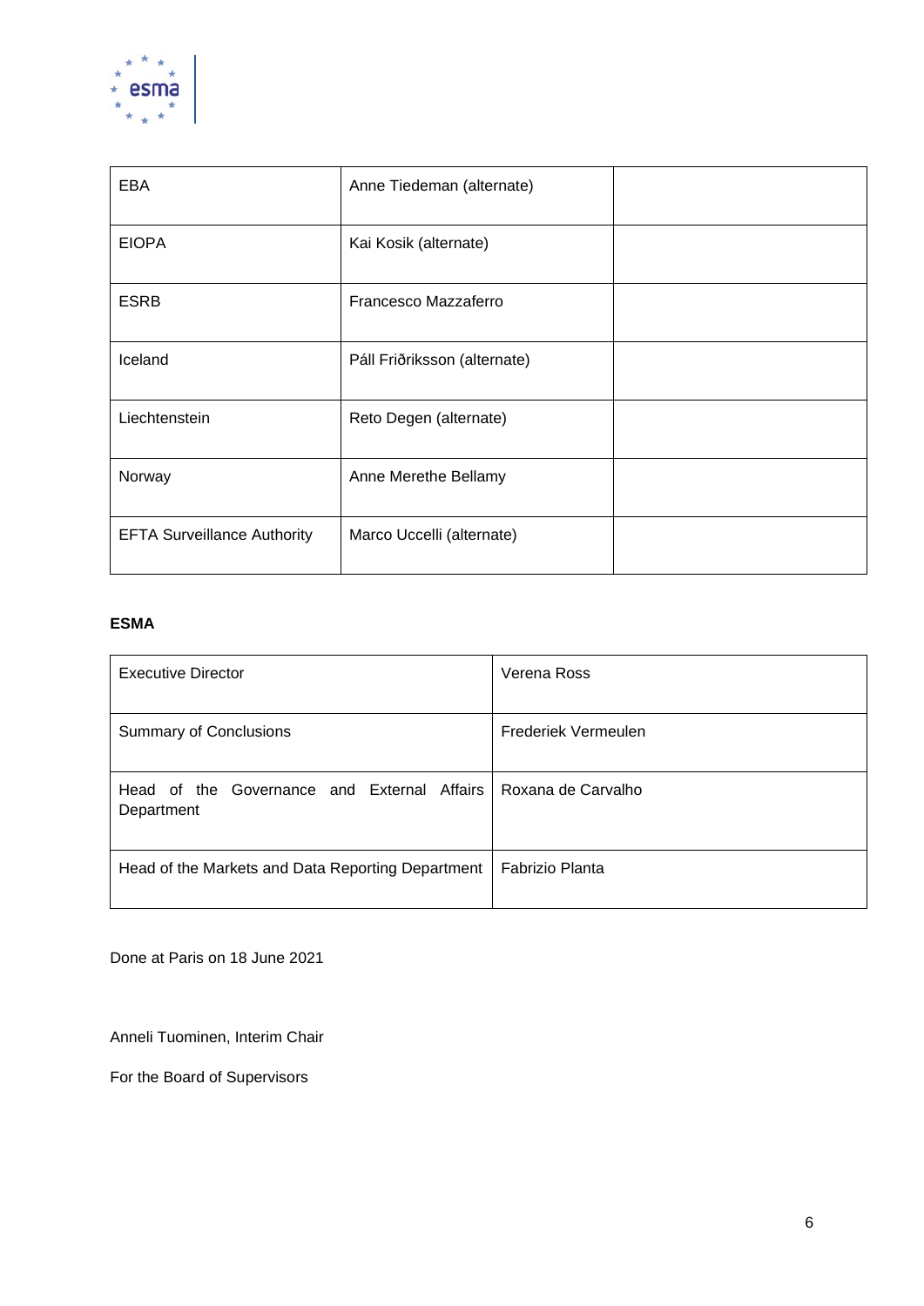| | | |
|---|---|---|
| EBA | Anne Tiedeman (alternate) | |
| EIOPA | Kai Kosik (alternate) | |
| ESRB | Francesco Mazzaferro | |
| Iceland | Páll Friðriksson (alternate) | |
| Liechtenstein | Reto Degen (alternate) | |
| Norway | Anne Merethe Bellamy | |
| EFTA Surveillance Authority | Marco Uccelli (alternate) | |

**ESMA**

| | |
|---|---|
| Executive Director | Verena Ross |
| Summary of Conclusions | Frederiek Vermeulen |
| Head of the Governance and External Affairs Department | Roxana de Carvalho |
| Head of the Markets and Data Reporting Department | Fabrizio Planta |

Done at Paris on 18 June 2021

Anneli Tuominen, Interim Chair

For the Board of Supervisors